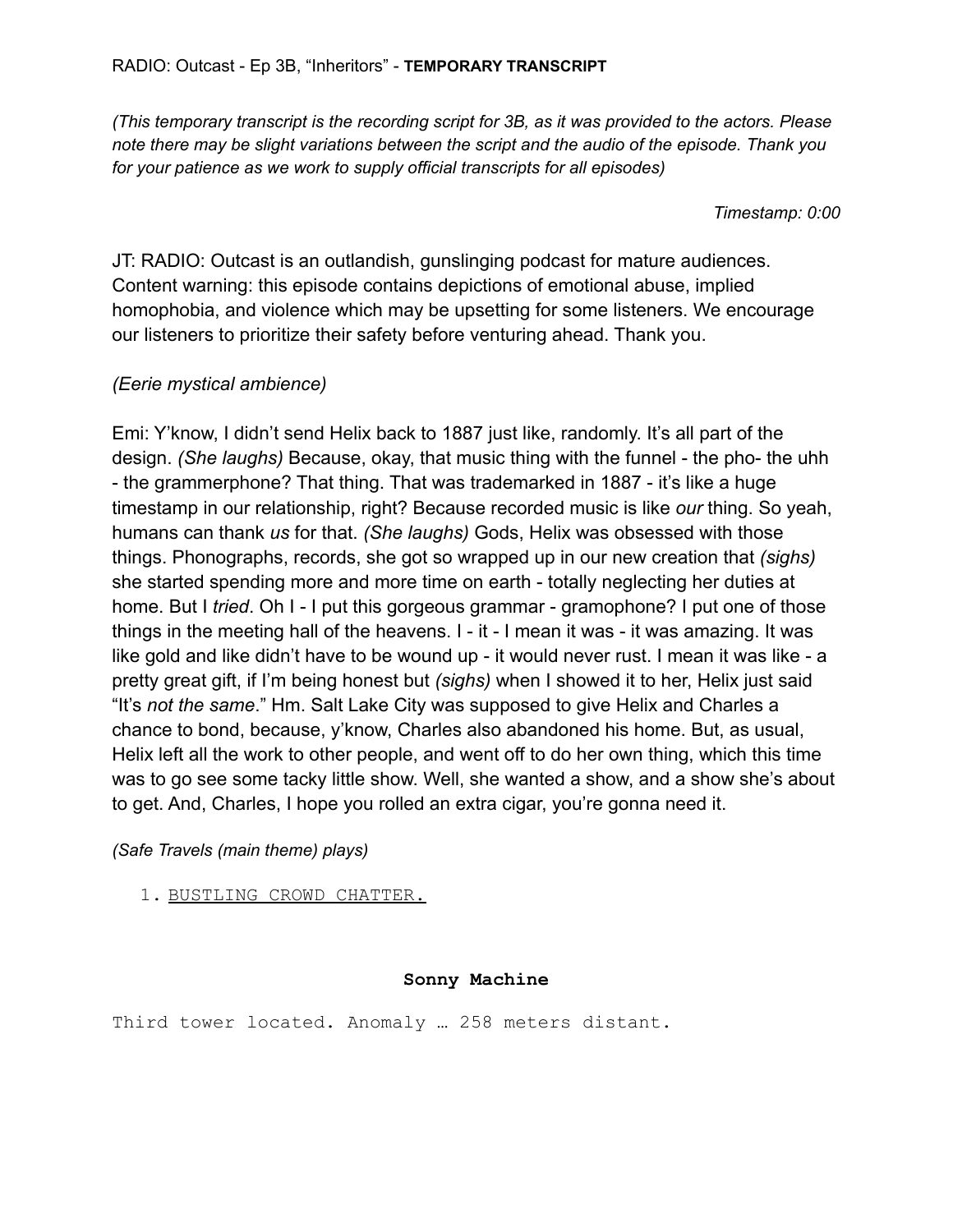RADIO: Outcast - Ep 3B, “Inheritors” - **TEMPORARY TRANSCRIPT**

*(This temporary transcript is the recording script for 3B, as it was provided to the actors. Please note there may be slight variations between the script and the audio of the episode. Thank you for your patience as we work to supply official transcripts for all episodes)*

*Timestamp: 0:00*

JT: RADIO: Outcast is an outlandish, gunslinging podcast for mature audiences. Content warning: this episode contains depictions of emotional abuse, implied homophobia, and violence which may be upsetting for some listeners. We encourage our listeners to prioritize their safety before venturing ahead. Thank you.

*(Eerie mystical ambience)*

Emi: Y’know, I didn’t send Helix back to 1887 just like, randomly. It’s all part of the design. *(She laughs)* Because, okay, that music thing with the funnel - the pho- the uhh - the grammerphone? That thing. That was trademarked in 1887 - it’s like a huge timestamp in our relationship, right? Because recorded music is like *our* thing. So yeah, humans can thank *us* for that. *(She laughs)* Gods, Helix was obsessed with those things. Phonographs, records, she got so wrapped up in our new creation that *(sighs)* she started spending more and more time on earth - totally neglecting her duties at home. But I *tried*. Oh I - I put this gorgeous grammar - gramophone? I put one of those things in the meeting hall of the heavens. I - it - I mean it was - it was amazing. It was like gold and like didn’t have to be wound up - it would never rust. I mean it was like - a pretty great gift, if I’m being honest but *(sighs)* when I showed it to her, Helix just said “It’s *not the same*.” Hm. Salt Lake City was supposed to give Helix and Charles a chance to bond, because, y’know, Charles also abandoned his home. But, as usual, Helix left all the work to other people, and went off to do her own thing, which this time was to go see some tacky little show. Well, she wanted a show, and a show she’s about to get. And, Charles, I hope you rolled an extra cigar, you’re gonna need it.

*(Safe Travels (main theme) plays)*

1. BUSTLING CROWD CHATTER.

**Sonny Machine**

Third tower located. Anomaly … 258 meters distant.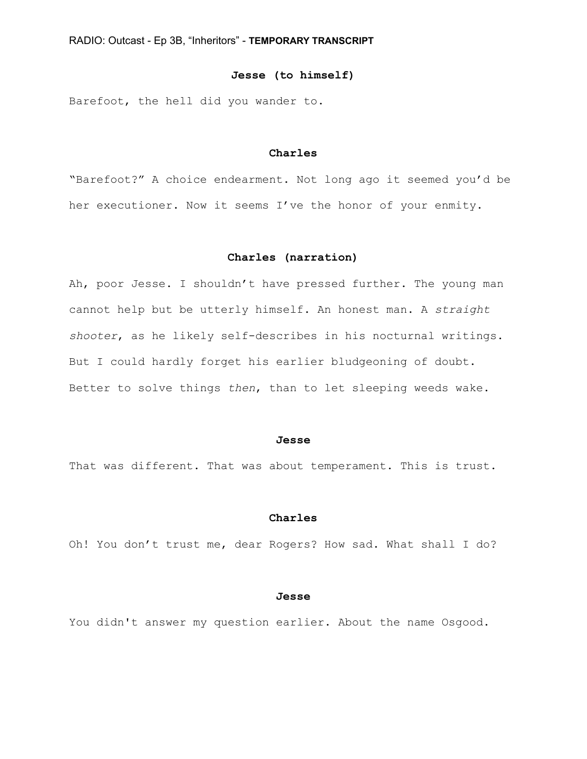**Jesse (to himself)**

Barefoot, the hell did you wander to.

**Charles**

"Barefoot?" A choice endearment. Not long ago it seemed you'd be her executioner. Now it seems I've the honor of your enmity.

**Charles (narration)**

Ah, poor Jesse. I shouldn't have pressed further. The young man cannot help but be utterly himself. An honest man. A *straight shooter*, as he likely self-describes in his nocturnal writings. But I could hardly forget his earlier bludgeoning of doubt. Better to solve things *then*, than to let sleeping weeds wake.

**Jesse**

That was different. That was about temperament. This is trust.

**Charles**

Oh! You don't trust me, dear Rogers? How sad. What shall I do?

**Jesse**

You didn't answer my question earlier. About the name Osgood.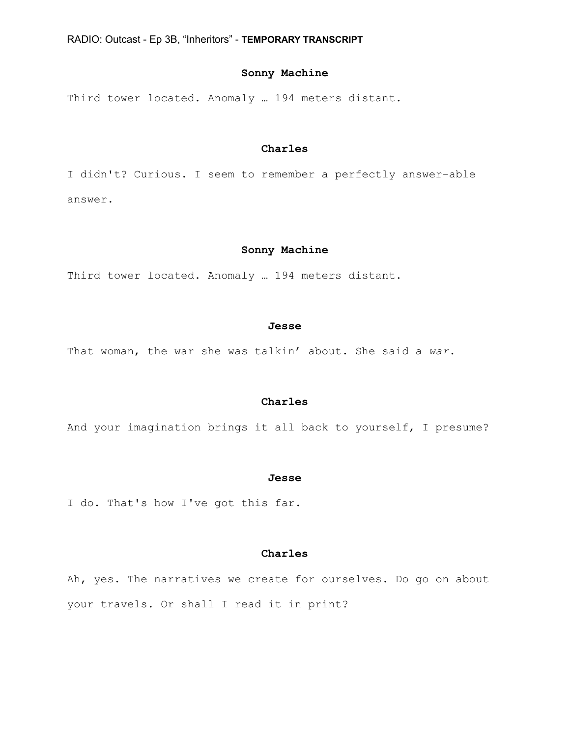**Sonny Machine**

Third tower located. Anomaly … 194 meters distant.

**Charles**

I didn't? Curious. I seem to remember a perfectly answer-able answer.

**Sonny Machine**

Third tower located. Anomaly … 194 meters distant.

**Jesse**

That woman, the war she was talkin' about. She said a *war*.

**Charles**

And your imagination brings it all back to yourself, I presume?

**Jesse**

I do. That's how I've got this far.

**Charles**

Ah, yes. The narratives we create for ourselves. Do go on about your travels. Or shall I read it in print?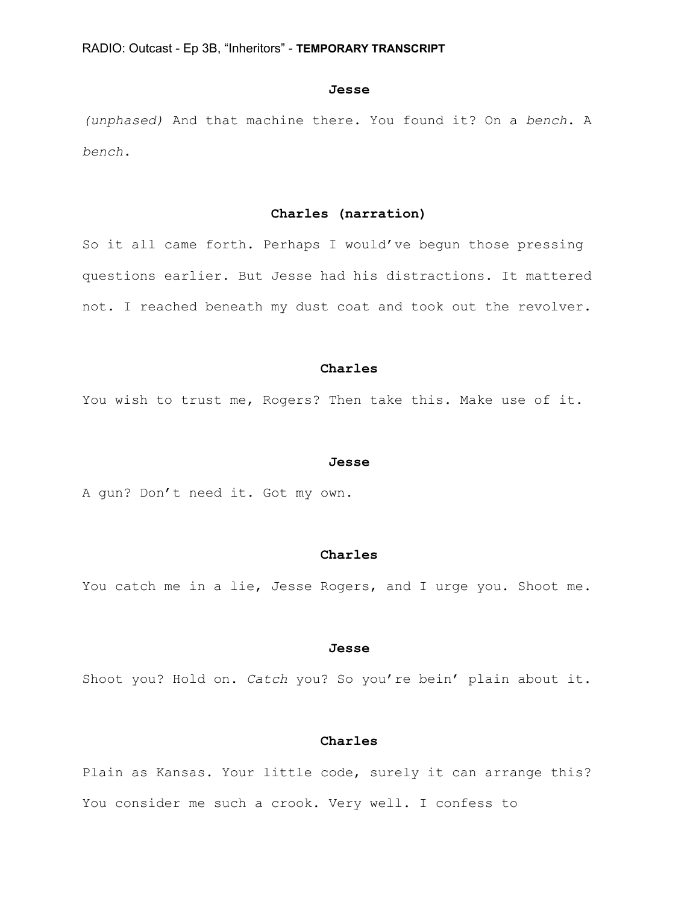**Jesse**

*(unphased)* And that machine there. You found it? On a *bench*. A *bench*.

**Charles (narration)**

So it all came forth. Perhaps I would've begun those pressing questions earlier. But Jesse had his distractions. It mattered not. I reached beneath my dust coat and took out the revolver.

**Charles**

You wish to trust me, Rogers? Then take this. Make use of it.

**Jesse**

A gun? Don't need it. Got my own.

**Charles**

You catch me in a lie, Jesse Rogers, and I urge you. Shoot me.

**Jesse**

Shoot you? Hold on. *Catch* you? So you're bein' plain about it.

**Charles**

Plain as Kansas. Your little code, surely it can arrange this? You consider me such a crook. Very well. I confess to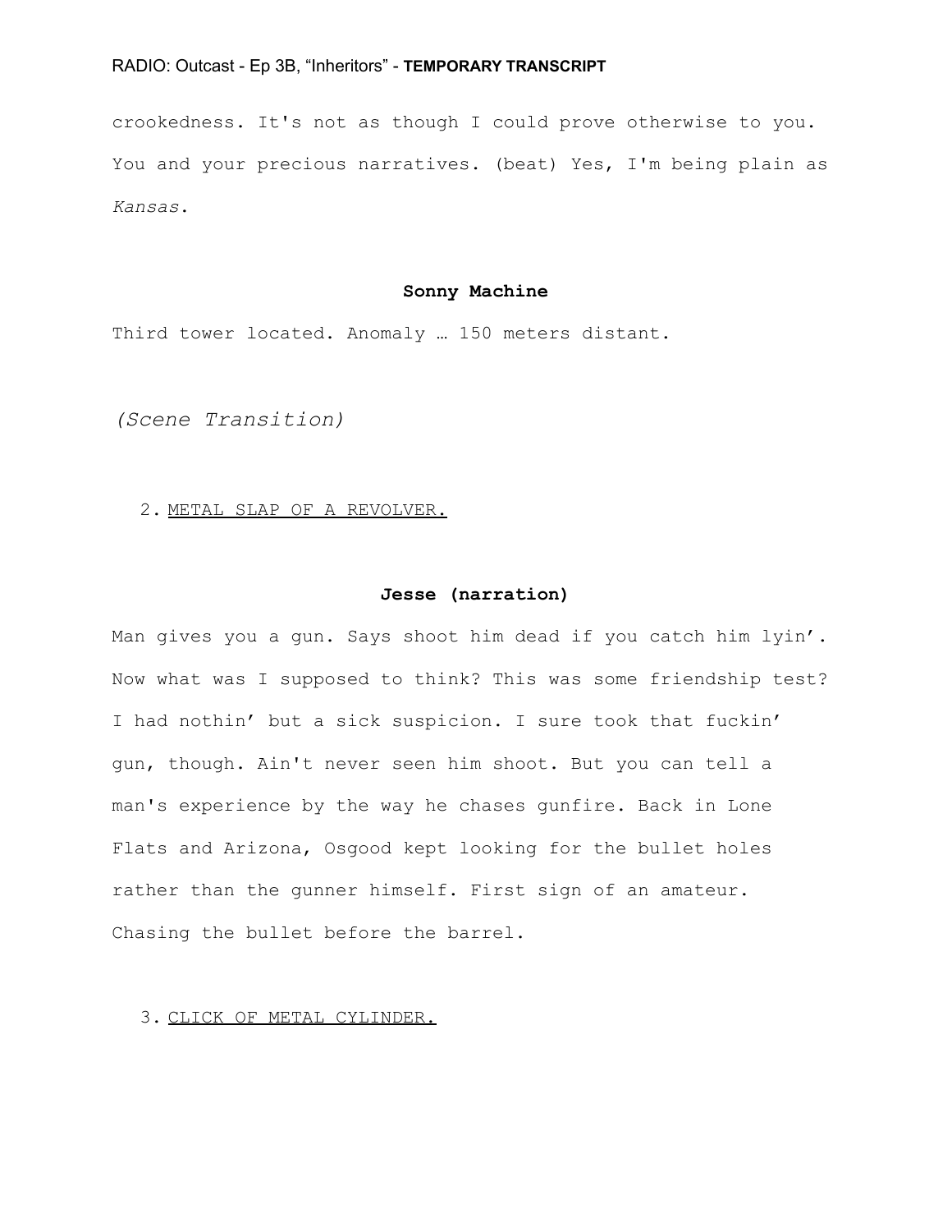crookedness. It's not as though I could prove otherwise to you. You and your precious narratives. (beat) Yes, I'm being plain as *Kansas*.

**Sonny Machine**

Third tower located. Anomaly … 150 meters distant.

*(Scene Transition)*

2. <u>METAL SLAP OF A REVOLVER.</u>

**Jesse (narration)**

Man gives you a gun. Says shoot him dead if you catch him lyin'. Now what was I supposed to think? This was some friendship test? I had nothin' but a sick suspicion. I sure took that fuckin' gun, though. Ain't never seen him shoot. But you can tell a man's experience by the way he chases gunfire. Back in Lone Flats and Arizona, Osgood kept looking for the bullet holes rather than the gunner himself. First sign of an amateur. Chasing the bullet before the barrel.

3. <u>CLICK OF METAL CYLINDER.</u>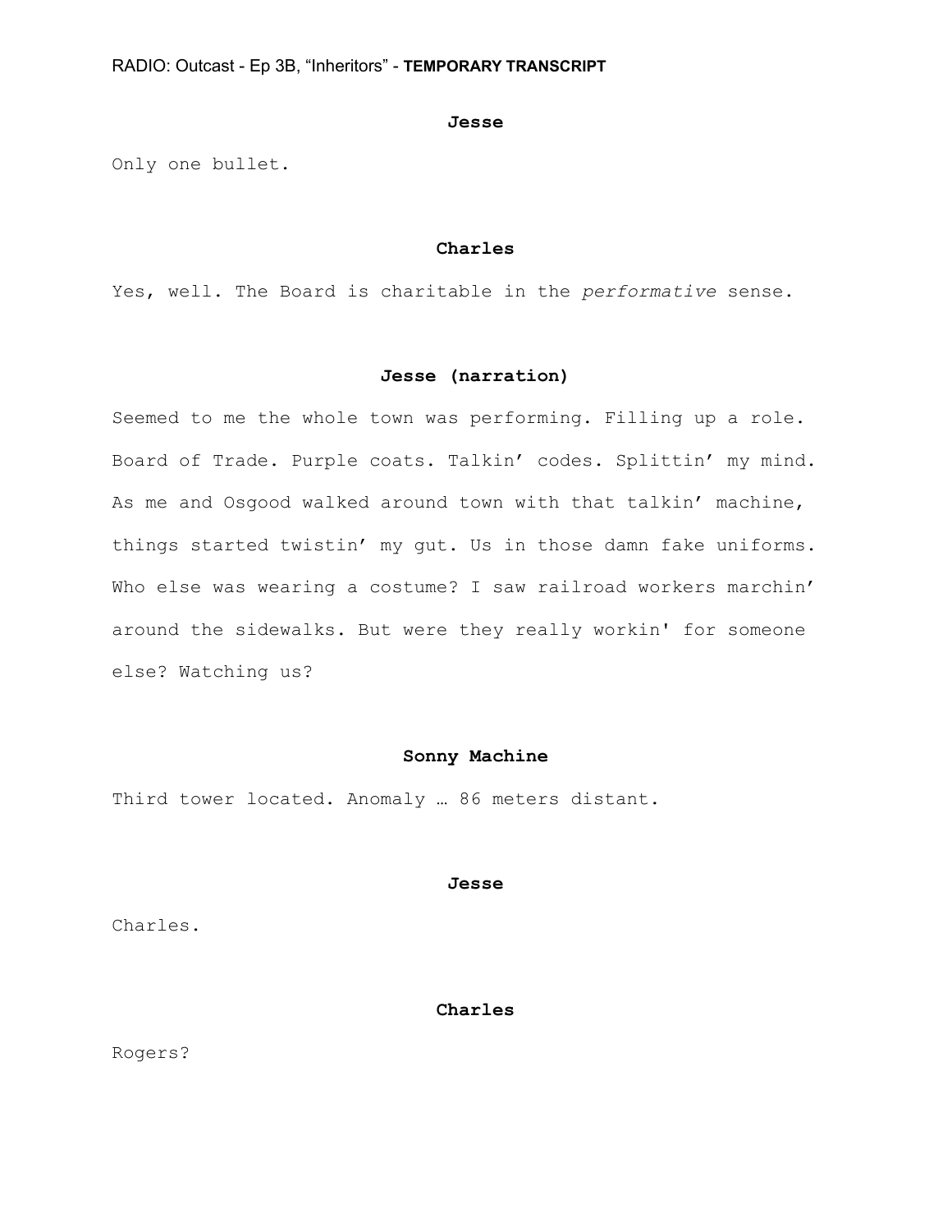**Jesse**

Only one bullet.

**Charles**

Yes, well. The Board is charitable in the *performative* sense.

**Jesse (narration)**

Seemed to me the whole town was performing. Filling up a role. Board of Trade. Purple coats. Talkin’ codes. Splittin’ my mind. As me and Osgood walked around town with that talkin’ machine, things started twistin’ my gut. Us in those damn fake uniforms. Who else was wearing a costume? I saw railroad workers marchin’ around the sidewalks. But were they really workin' for someone else? Watching us?

**Sonny Machine**

Third tower located. Anomaly … 86 meters distant.

**Jesse**

Charles.

**Charles**

Rogers?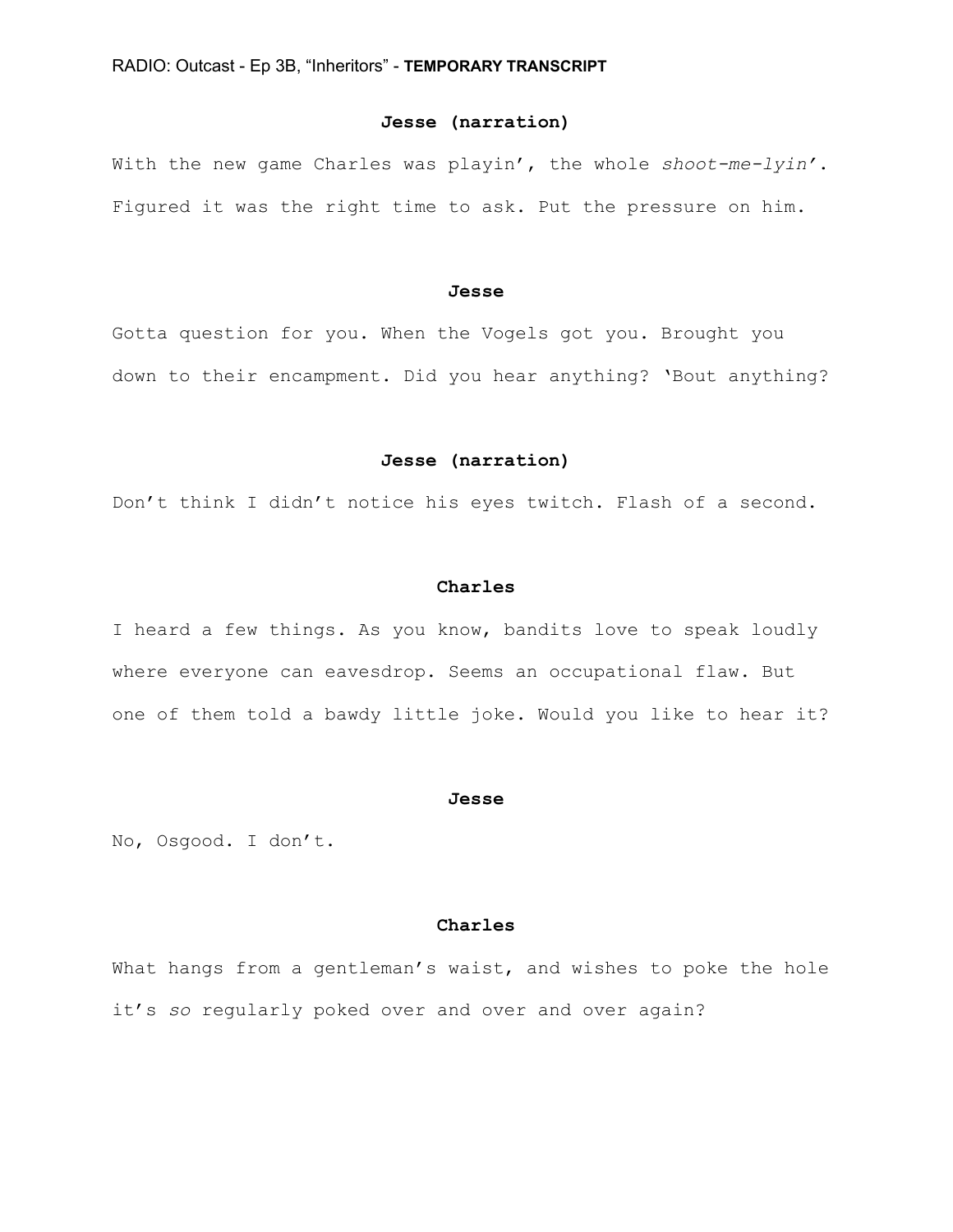**Jesse (narration)**

With the new game Charles was playin', the whole *shoot-me-lyin'*. Figured it was the right time to ask. Put the pressure on him.

**Jesse**

Gotta question for you. When the Vogels got you. Brought you down to their encampment. Did you hear anything? 'Bout anything?

**Jesse (narration)**

Don't think I didn't notice his eyes twitch. Flash of a second.

**Charles**

I heard a few things. As you know, bandits love to speak loudly where everyone can eavesdrop. Seems an occupational flaw. But one of them told a bawdy little joke. Would you like to hear it?

**Jesse**

No, Osgood. I don't.

**Charles**

What hangs from a gentleman's waist, and wishes to poke the hole it's *so* regularly poked over and over and over again?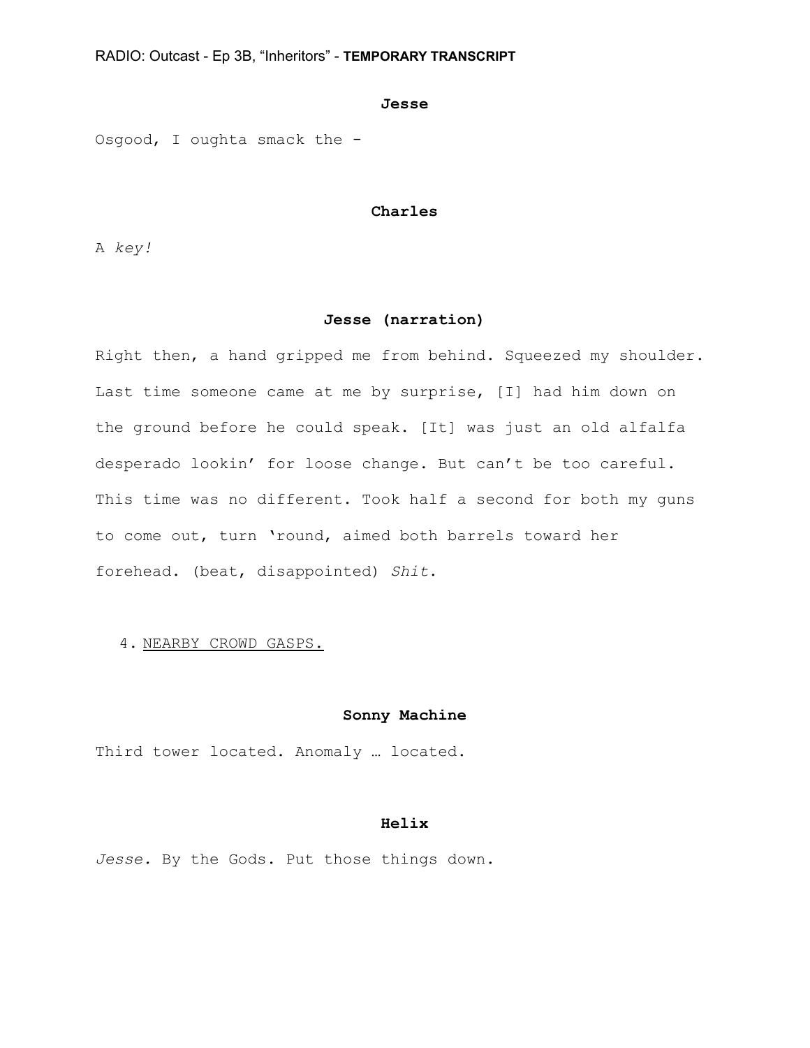**Jesse**

Osgood, I oughta smack the -

**Charles**

A *key!*

**Jesse (narration)**

Right then, a hand gripped me from behind. Squeezed my shoulder. Last time someone came at me by surprise, [I] had him down on the ground before he could speak. [It] was just an old alfalfa desperado lookin' for loose change. But can't be too careful. This time was no different. Took half a second for both my guns to come out, turn 'round, aimed both barrels toward her forehead. (beat, disappointed) *Shit.*

4. NEARBY CROWD GASPS.

**Sonny Machine**

Third tower located. Anomaly … located.

**Helix**

*Jesse.* By the Gods. Put those things down.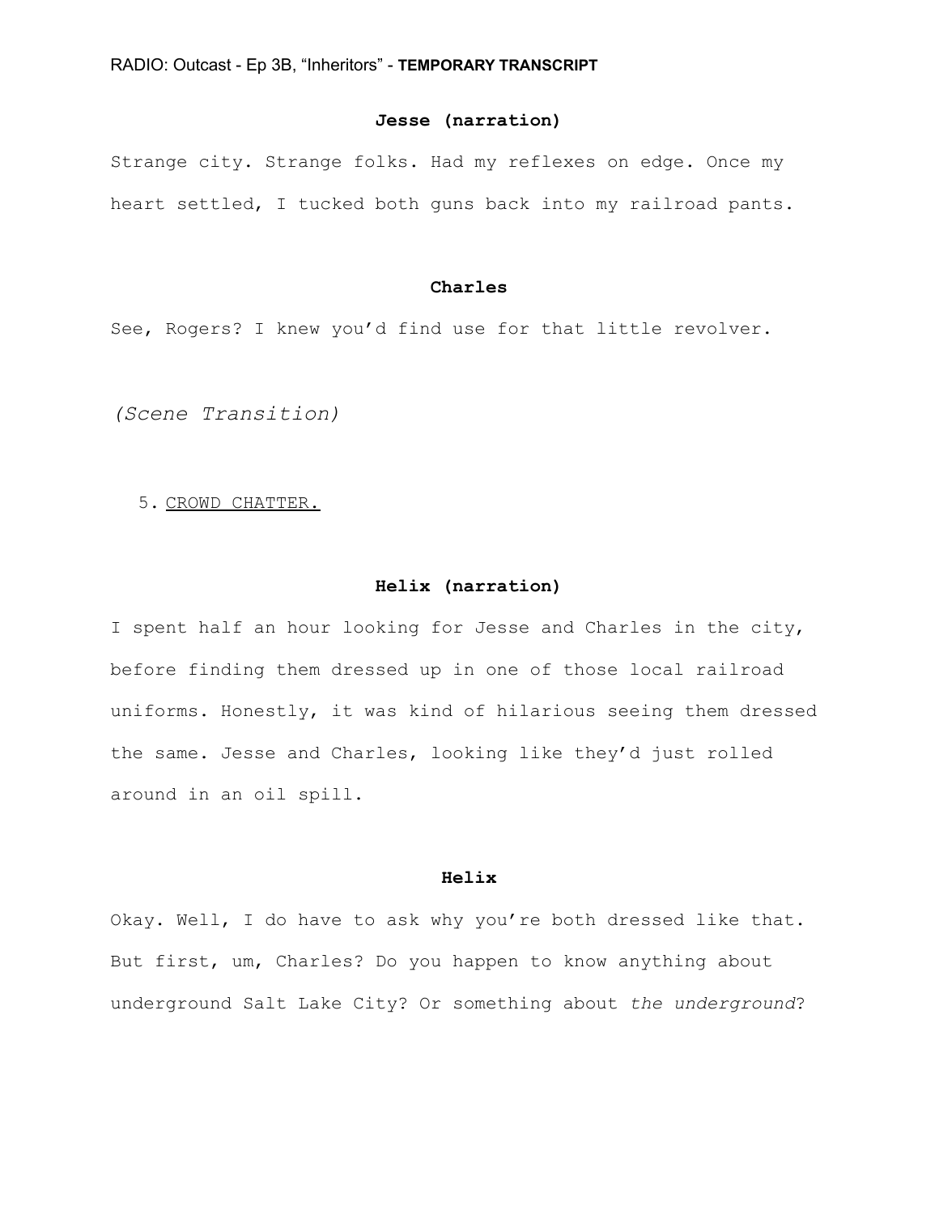**Jesse (narration)**

Strange city. Strange folks. Had my reflexes on edge. Once my heart settled, I tucked both guns back into my railroad pants.

**Charles**

See, Rogers? I knew you'd find use for that little revolver.

*(Scene Transition)*

5. CROWD CHATTER.

**Helix (narration)**

I spent half an hour looking for Jesse and Charles in the city, before finding them dressed up in one of those local railroad uniforms. Honestly, it was kind of hilarious seeing them dressed the same. Jesse and Charles, looking like they'd just rolled around in an oil spill.

**Helix**

Okay. Well, I do have to ask why you're both dressed like that. But first, um, Charles? Do you happen to know anything about underground Salt Lake City? Or something about *the underground*?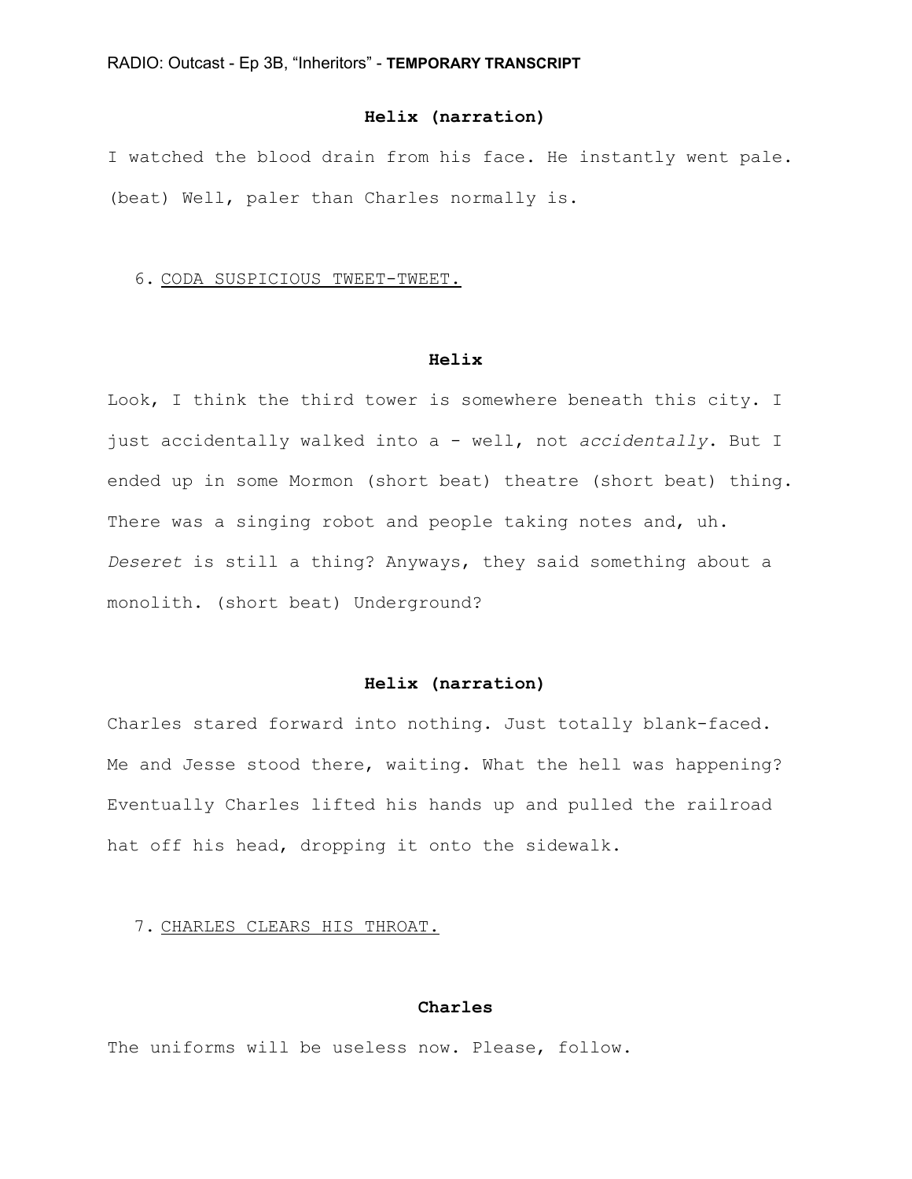**Helix (narration)**

I watched the blood drain from his face. He instantly went pale. (beat) Well, paler than Charles normally is.

6. <u>CODA SUSPICIOUS TWEET-TWEET.</u>

**Helix**

Look, I think the third tower is somewhere beneath this city. I just accidentally walked into a - well, not *accidentally*. But I ended up in some Mormon (short beat) theatre (short beat) thing. There was a singing robot and people taking notes and, uh. *Deseret* is still a thing? Anyways, they said something about a monolith. (short beat) Underground?

**Helix (narration)**

Charles stared forward into nothing. Just totally blank-faced. Me and Jesse stood there, waiting. What the hell was happening? Eventually Charles lifted his hands up and pulled the railroad hat off his head, dropping it onto the sidewalk.

7. <u>CHARLES CLEARS HIS THROAT.</u>

**Charles**

The uniforms will be useless now. Please, follow.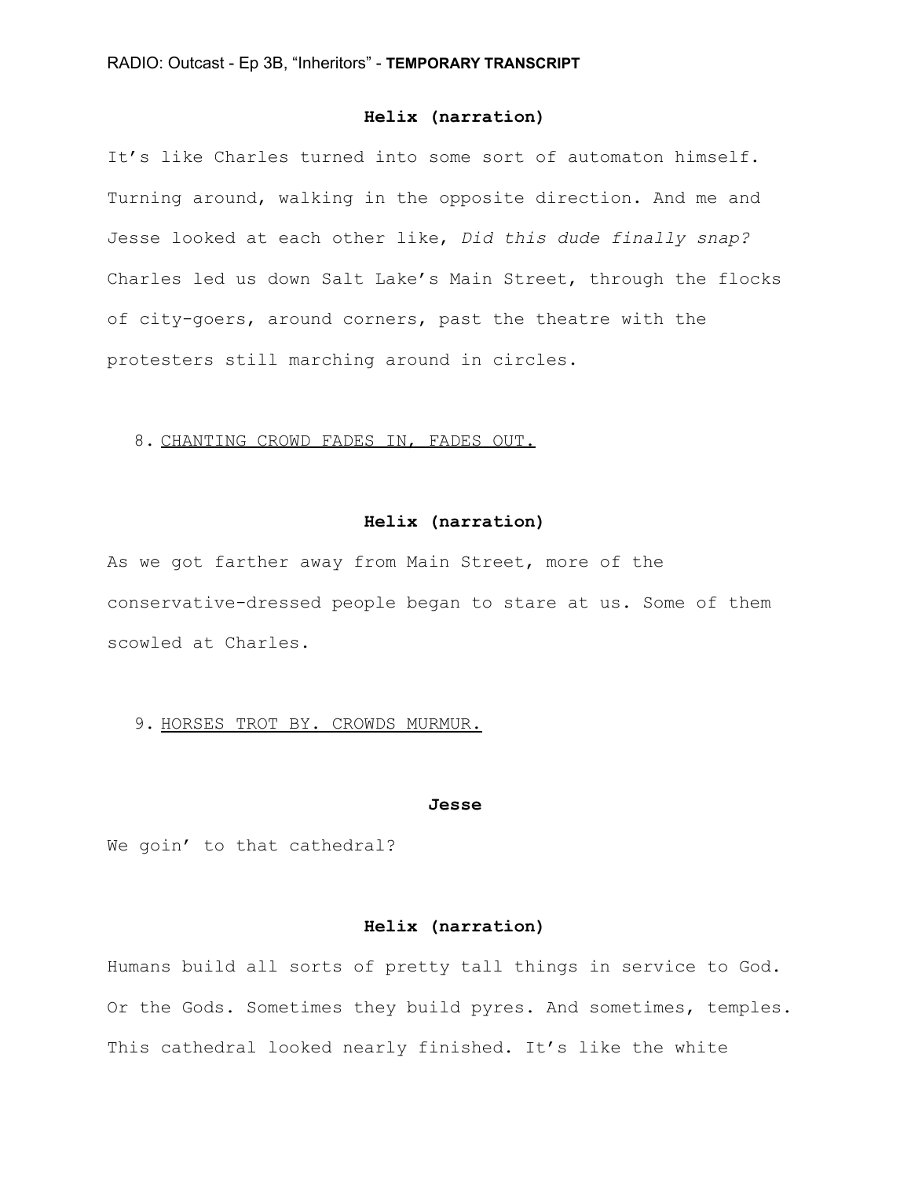**Helix (narration)**

It's like Charles turned into some sort of automaton himself. Turning around, walking in the opposite direction. And me and Jesse looked at each other like, *Did this dude finally snap?* Charles led us down Salt Lake's Main Street, through the flocks of city-goers, around corners, past the theatre with the protesters still marching around in circles.

8. <u>CHANTING CROWD FADES IN, FADES OUT.</u>

**Helix (narration)**

As we got farther away from Main Street, more of the conservative-dressed people began to stare at us. Some of them scowled at Charles.

9. <u>HORSES TROT BY. CROWDS MURMUR.</u>

**Jesse**

We goin' to that cathedral?

**Helix (narration)**

Humans build all sorts of pretty tall things in service to God. Or the Gods. Sometimes they build pyres. And sometimes, temples. This cathedral looked nearly finished. It's like the white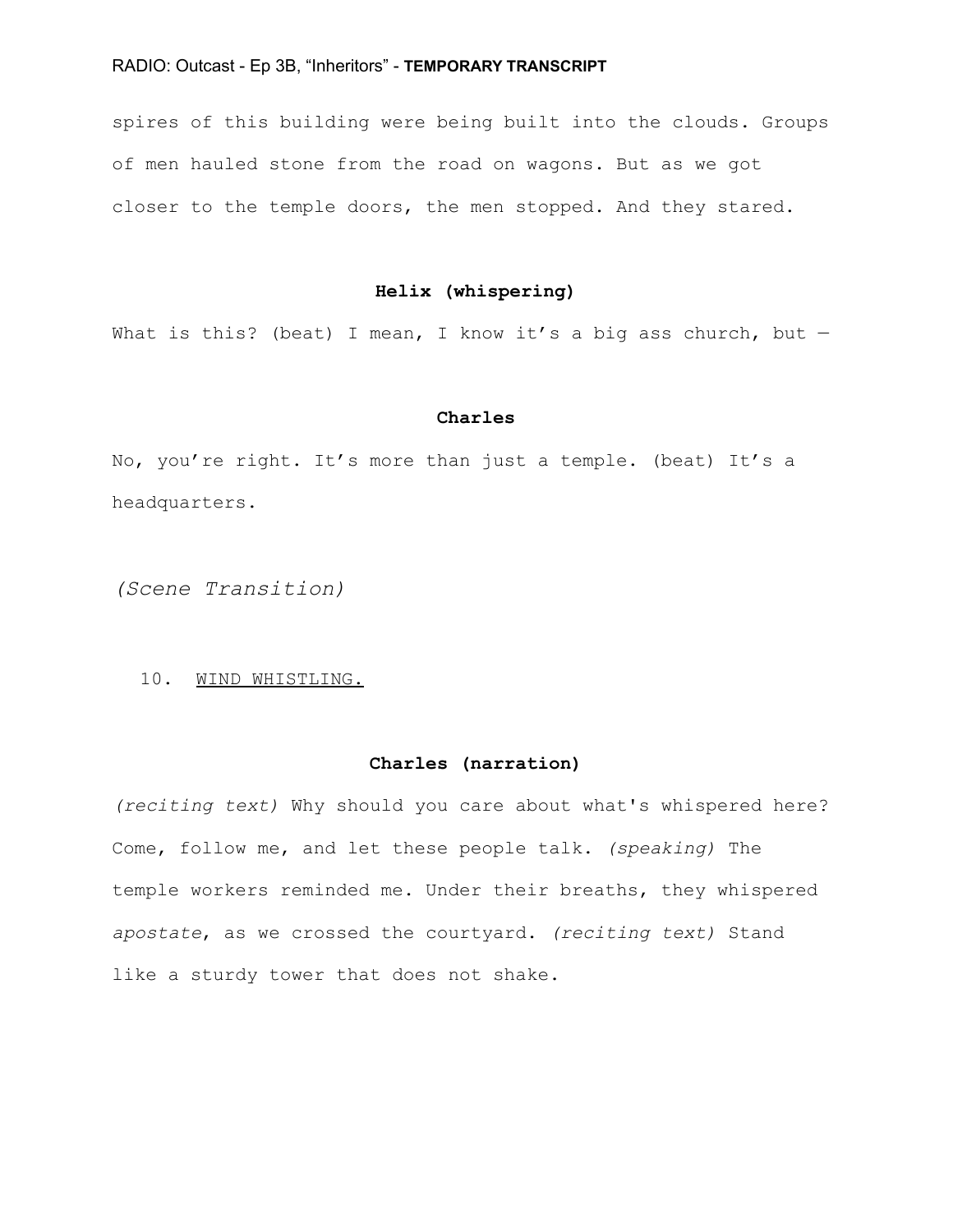spires of this building were being built into the clouds. Groups of men hauled stone from the road on wagons. But as we got closer to the temple doors, the men stopped. And they stared.

**Helix (whispering)**

What is this? (beat) I mean, I know it's a big ass church, but —

**Charles**

No, you're right. It's more than just a temple. (beat) It's a headquarters.

*(Scene Transition)*

10. WIND WHISTLING.

**Charles (narration)**

*(reciting text)* Why should you care about what's whispered here? Come, follow me, and let these people talk. *(speaking)* The temple workers reminded me. Under their breaths, they whispered *apostate*, as we crossed the courtyard. *(reciting text)* Stand like a sturdy tower that does not shake.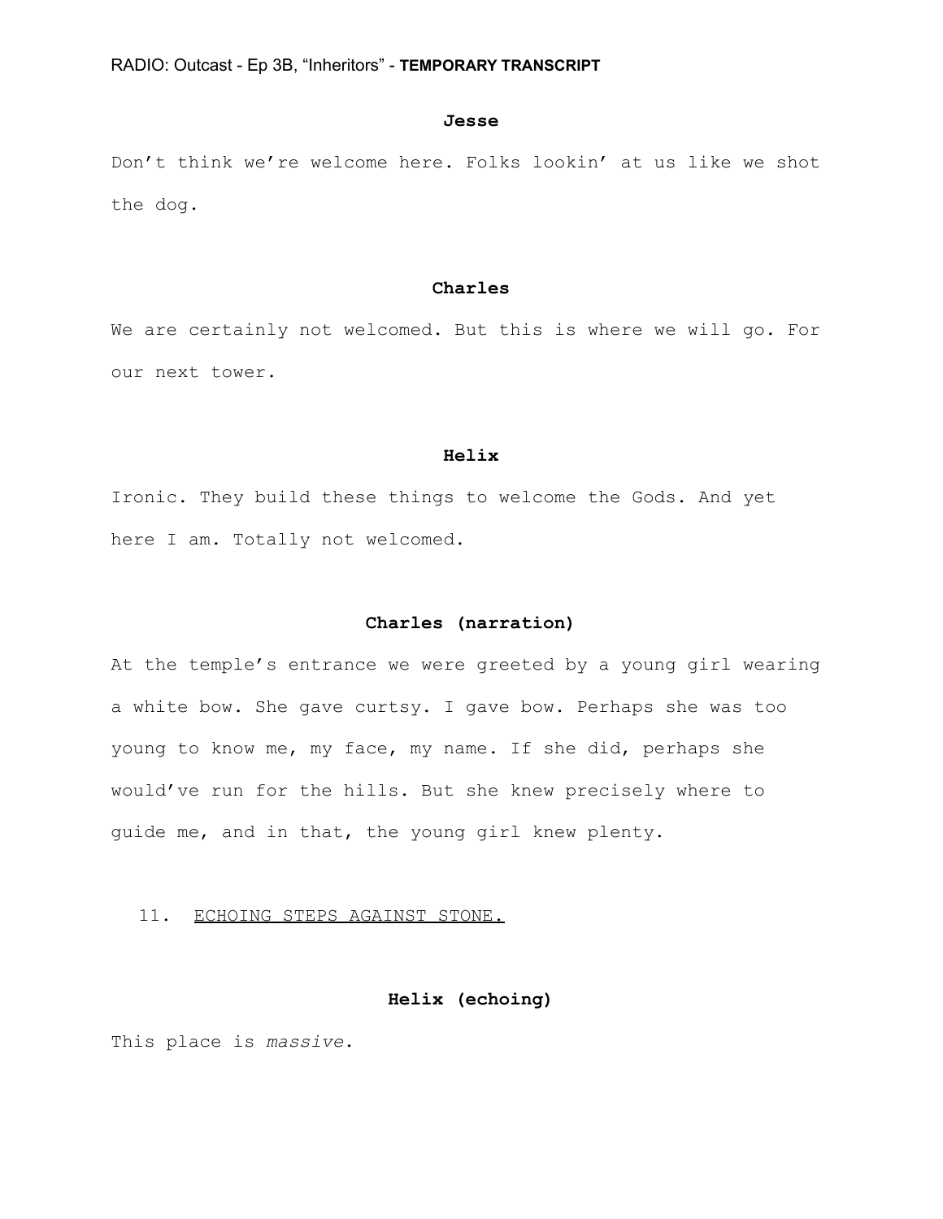**Jesse**

Don't think we're welcome here. Folks lookin' at us like we shot the dog.

**Charles**

We are certainly not welcomed. But this is where we will go. For our next tower.

**Helix**

Ironic. They build these things to welcome the Gods. And yet here I am. Totally not welcomed.

**Charles (narration)**

At the temple's entrance we were greeted by a young girl wearing a white bow. She gave curtsy. I gave bow. Perhaps she was too young to know me, my face, my name. If she did, perhaps she would've run for the hills. But she knew precisely where to guide me, and in that, the young girl knew plenty.

11. <u>ECHOING STEPS AGAINST STONE.</u>

**Helix (echoing)**

This place is *massive*.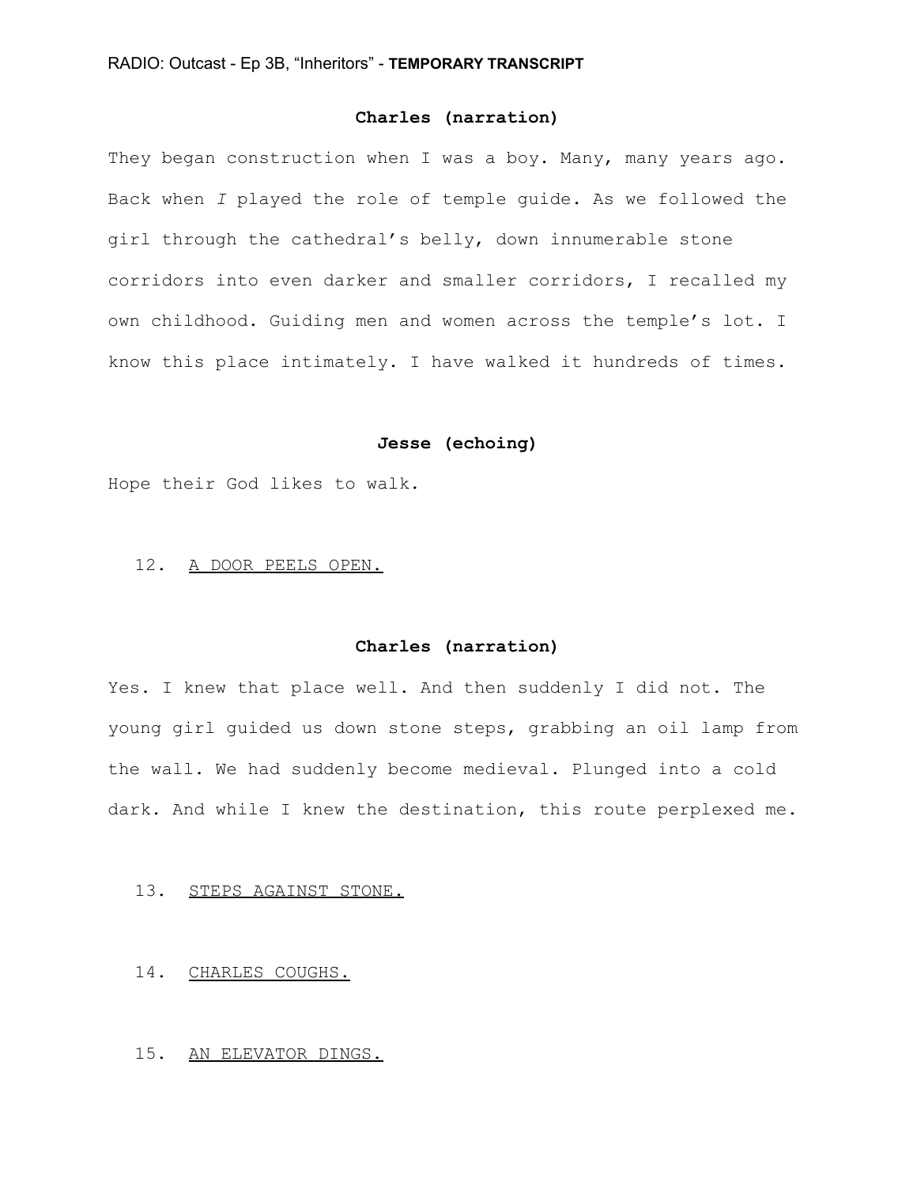**Charles (narration)**

They began construction when I was a boy. Many, many years ago. Back when *I* played the role of temple guide. As we followed the girl through the cathedral's belly, down innumerable stone corridors into even darker and smaller corridors, I recalled my own childhood. Guiding men and women across the temple's lot. I know this place intimately. I have walked it hundreds of times.

**Jesse (echoing)**

Hope their God likes to walk.

12. <u>A DOOR PEELS OPEN.</u>

**Charles (narration)**

Yes. I knew that place well. And then suddenly I did not. The young girl guided us down stone steps, grabbing an oil lamp from the wall. We had suddenly become medieval. Plunged into a cold dark. And while I knew the destination, this route perplexed me.

13. <u>STEPS AGAINST STONE.</u>

14. <u>CHARLES COUGHS.</u>

15. <u>AN ELEVATOR DINGS.</u>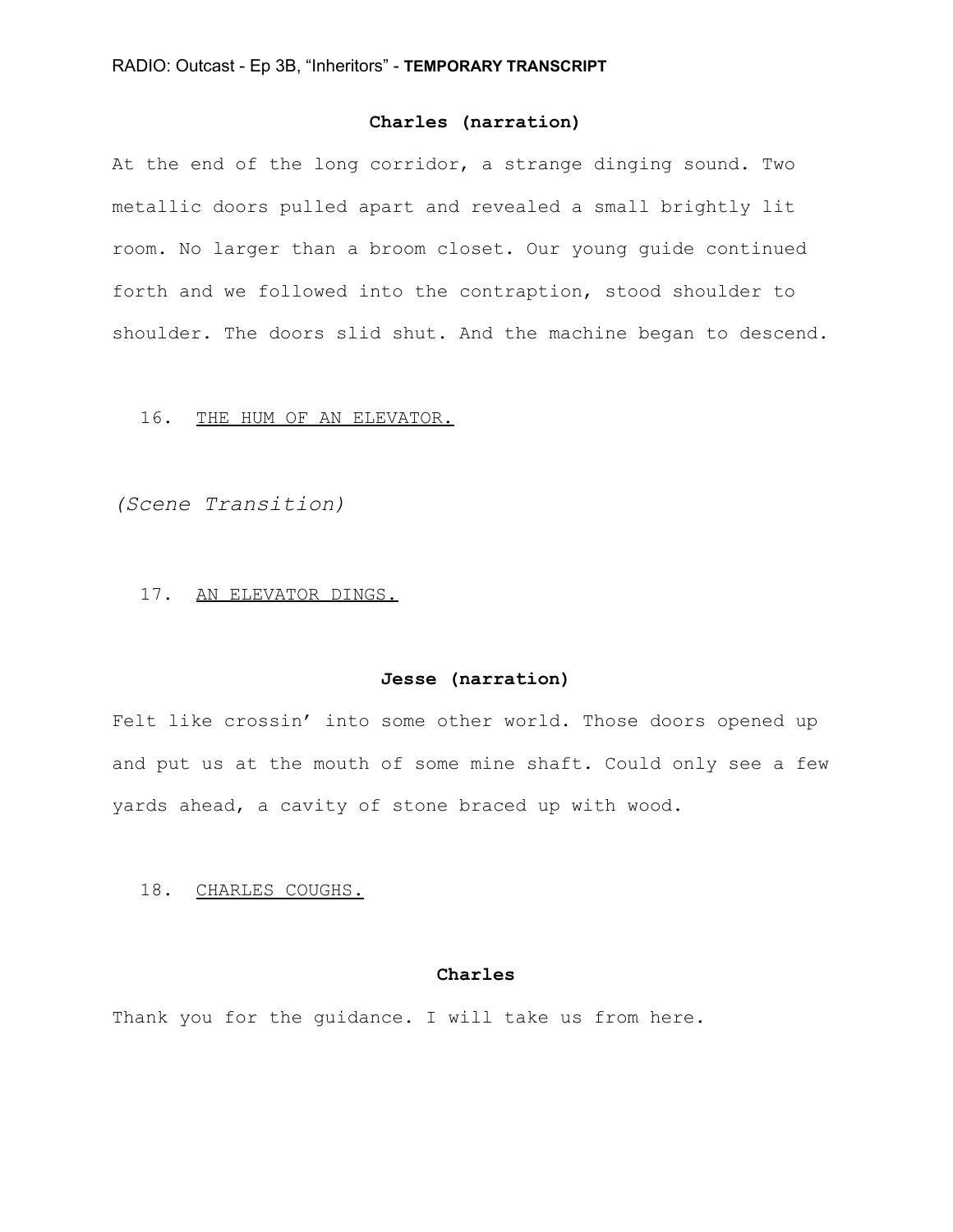**Charles (narration)**

At the end of the long corridor, a strange dinging sound. Two metallic doors pulled apart and revealed a small brightly lit room. No larger than a broom closet. Our young guide continued forth and we followed into the contraption, stood shoulder to shoulder. The doors slid shut. And the machine began to descend.

16. <u>THE HUM OF AN ELEVATOR.</u>

*(Scene Transition)*

17. <u>AN ELEVATOR DINGS.</u>

**Jesse (narration)**

Felt like crossin' into some other world. Those doors opened up and put us at the mouth of some mine shaft. Could only see a few yards ahead, a cavity of stone braced up with wood.

18. <u>CHARLES COUGHS.</u>

**Charles**

Thank you for the guidance. I will take us from here.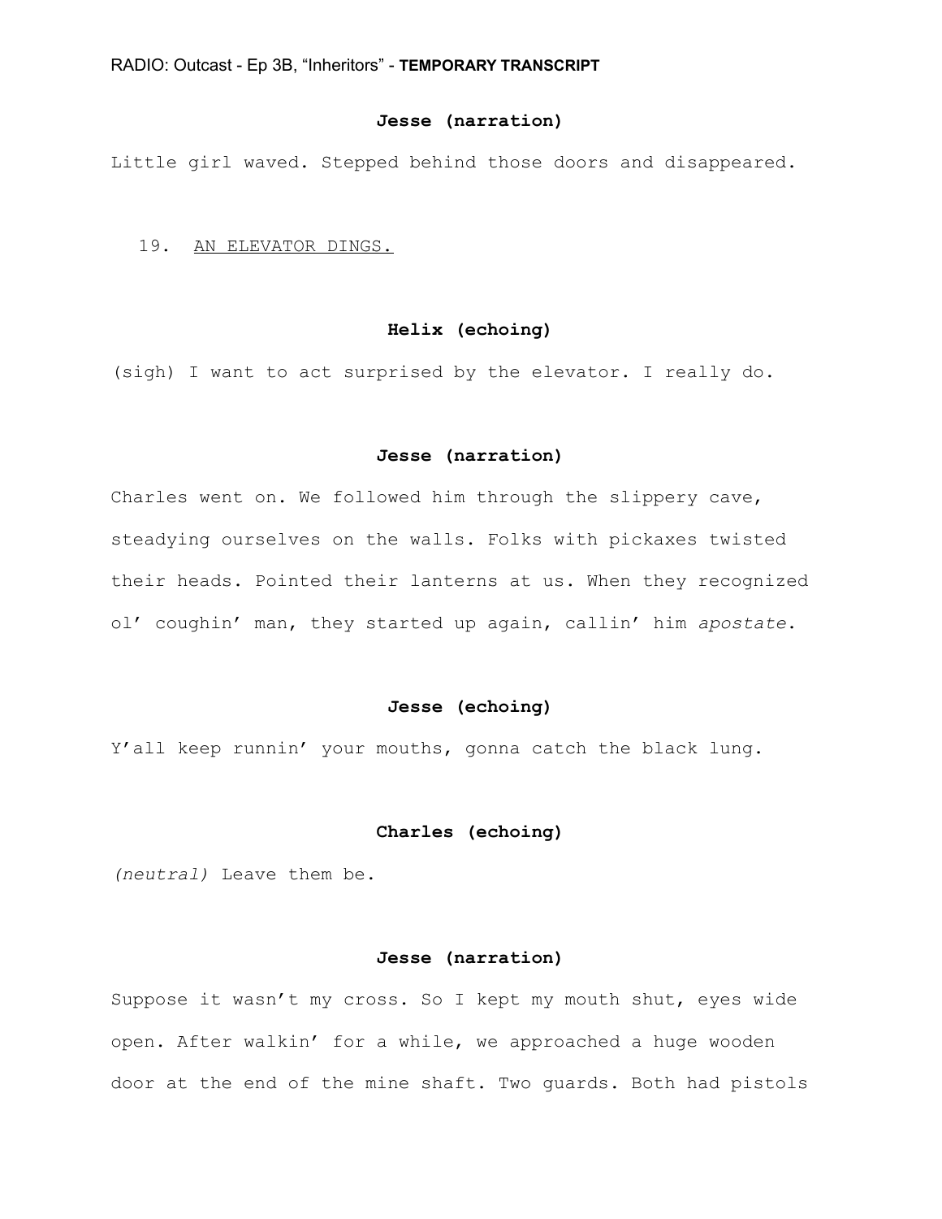**Jesse (narration)**

Little girl waved. Stepped behind those doors and disappeared.

19. <u>AN ELEVATOR DINGS.</u>

**Helix (echoing)**

(sigh) I want to act surprised by the elevator. I really do.

**Jesse (narration)**

Charles went on. We followed him through the slippery cave, steadying ourselves on the walls. Folks with pickaxes twisted their heads. Pointed their lanterns at us. When they recognized ol' coughin' man, they started up again, callin' him *apostate*.

**Jesse (echoing)**

Y'all keep runnin' your mouths, gonna catch the black lung.

**Charles (echoing)**

*(neutral)* Leave them be.

**Jesse (narration)**

Suppose it wasn't my cross. So I kept my mouth shut, eyes wide open. After walkin' for a while, we approached a huge wooden door at the end of the mine shaft. Two guards. Both had pistols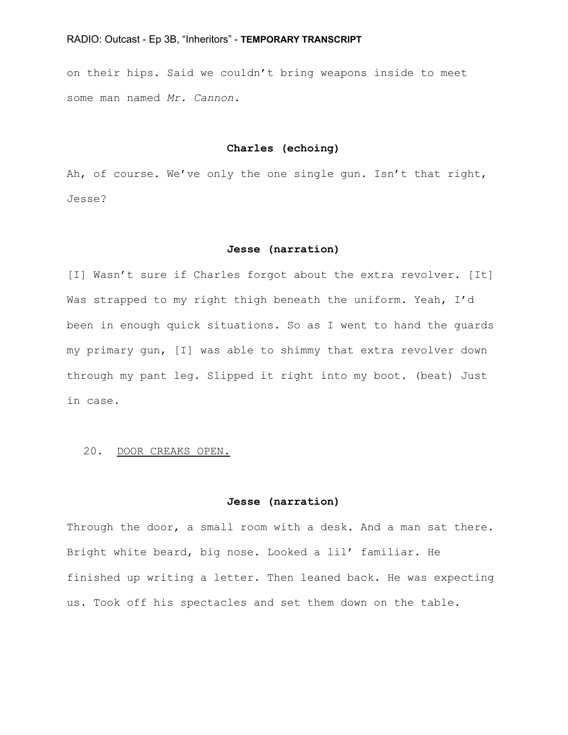on their hips. Said we couldn't bring weapons inside to meet some man named *Mr. Cannon*.

**Charles (echoing)**

Ah, of course. We've only the one single gun. Isn't that right, Jesse?

**Jesse (narration)**

[I] Wasn't sure if Charles forgot about the extra revolver. [It] Was strapped to my right thigh beneath the uniform. Yeah, I'd been in enough quick situations. So as I went to hand the guards my primary gun, [I] was able to shimmy that extra revolver down through my pant leg. Slipped it right into my boot. (beat) Just in case.

20. <u>DOOR CREAKS OPEN.</u>

**Jesse (narration)**

Through the door, a small room with a desk. And a man sat there. Bright white beard, big nose. Looked a lil' familiar. He finished up writing a letter. Then leaned back. He was expecting us. Took off his spectacles and set them down on the table.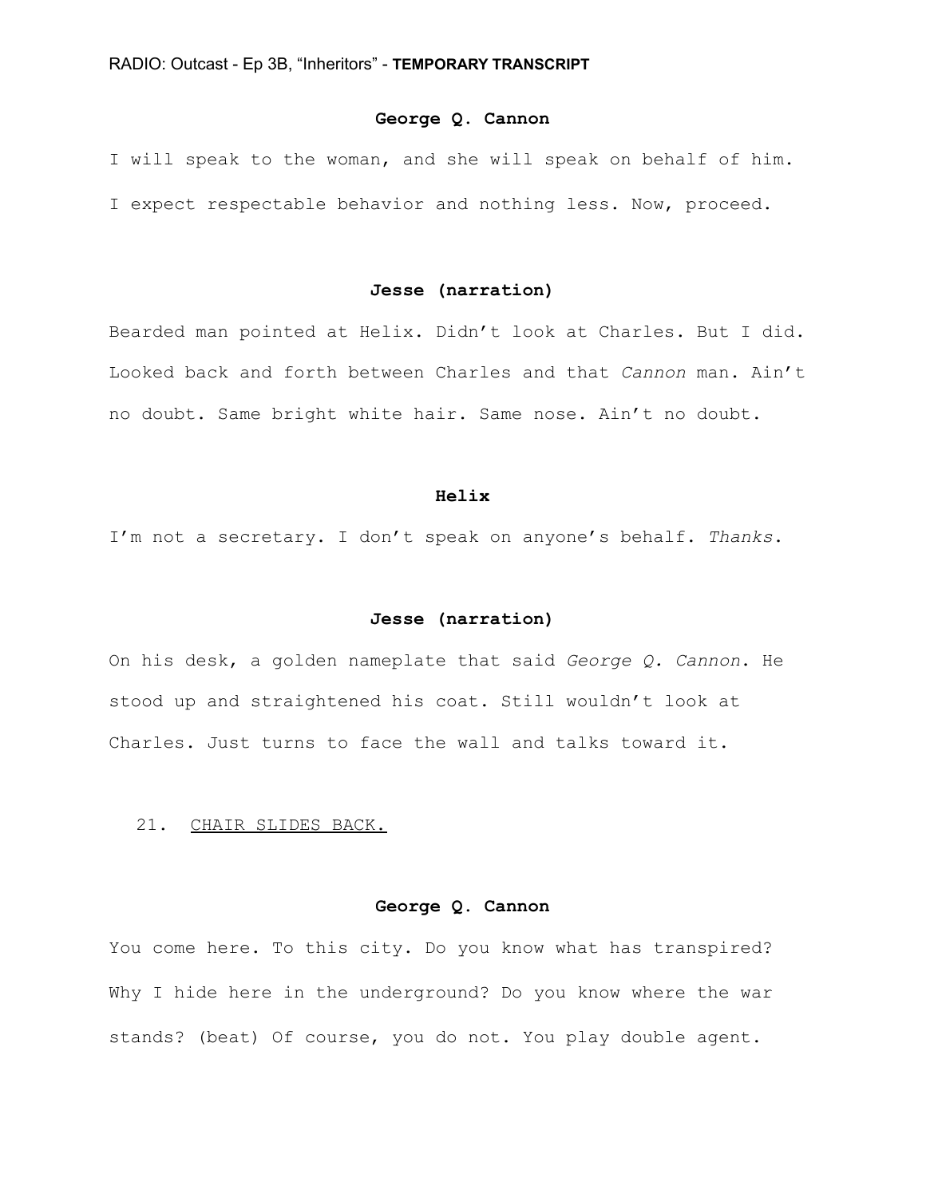**George Q. Cannon**

I will speak to the woman, and she will speak on behalf of him. I expect respectable behavior and nothing less. Now, proceed.

**Jesse (narration)**

Bearded man pointed at Helix. Didn't look at Charles. But I did. Looked back and forth between Charles and that *Cannon* man. Ain't no doubt. Same bright white hair. Same nose. Ain't no doubt.

**Helix**

I'm not a secretary. I don't speak on anyone's behalf. *Thanks*.

**Jesse (narration)**

On his desk, a golden nameplate that said *George Q. Cannon*. He stood up and straightened his coat. Still wouldn't look at Charles. Just turns to face the wall and talks toward it.

21. <u>CHAIR SLIDES BACK.</u>

**George Q. Cannon**

You come here. To this city. Do you know what has transpired? Why I hide here in the underground? Do you know where the war stands? (beat) Of course, you do not. You play double agent.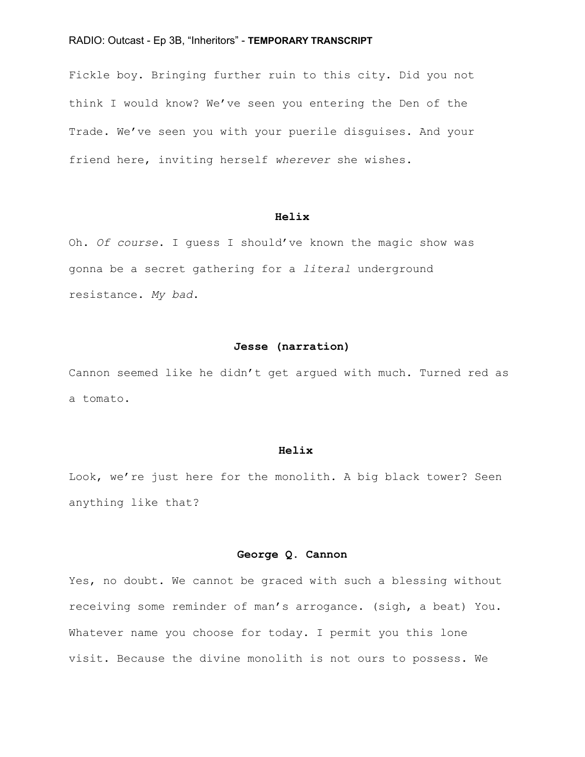Fickle boy. Bringing further ruin to this city. Did you not think I would know? We've seen you entering the Den of the Trade. We've seen you with your puerile disguises. And your friend here, inviting herself *wherever* she wishes.

**Helix**

Oh. *Of course*. I guess I should've known the magic show was gonna be a secret gathering for a *literal* underground resistance. *My bad*.

**Jesse (narration)**

Cannon seemed like he didn't get argued with much. Turned red as a tomato.

**Helix**

Look, we're just here for the monolith. A big black tower? Seen anything like that?

**George Q. Cannon**

Yes, no doubt. We cannot be graced with such a blessing without receiving some reminder of man's arrogance. (sigh, a beat) You. Whatever name you choose for today. I permit you this lone visit. Because the divine monolith is not ours to possess. We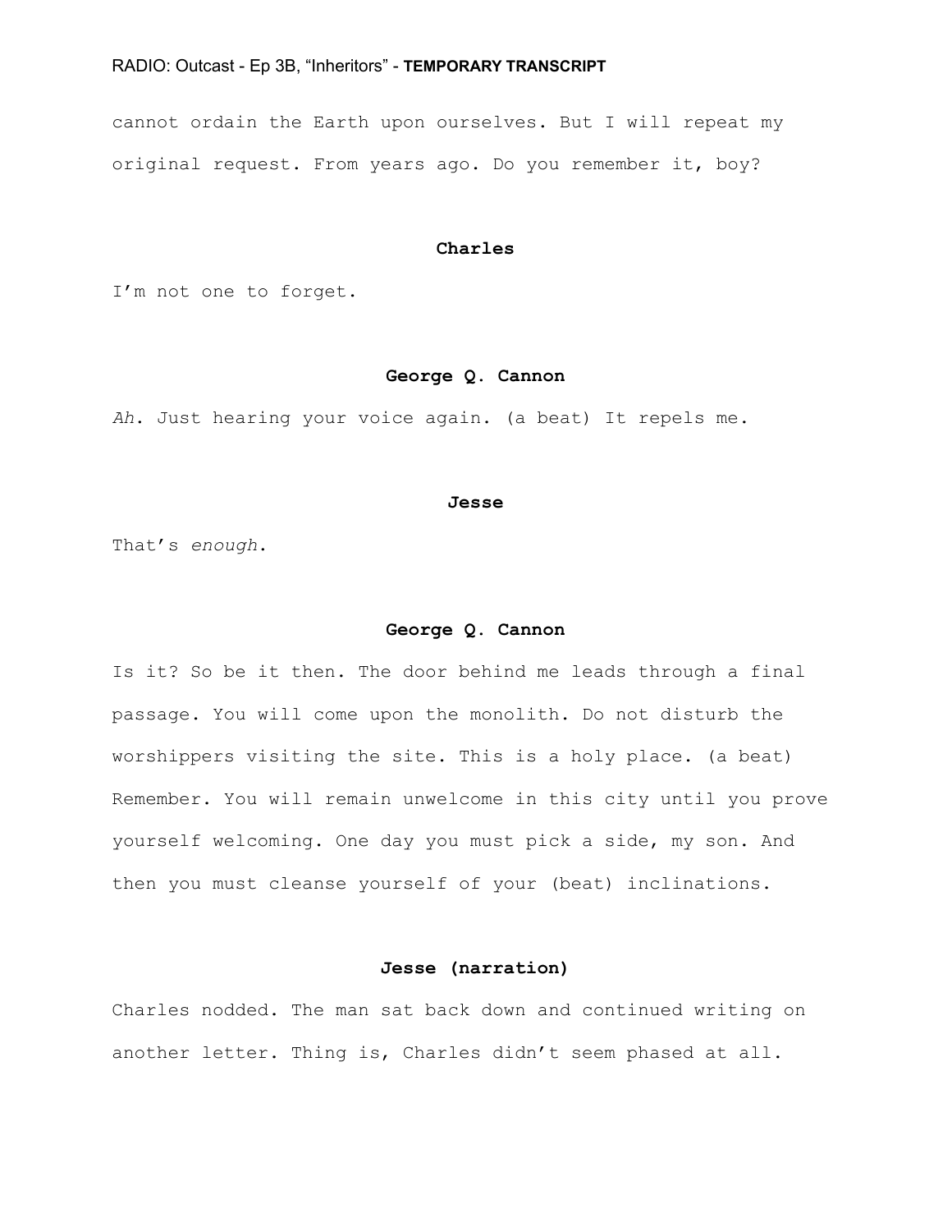cannot ordain the Earth upon ourselves. But I will repeat my original request. From years ago. Do you remember it, boy?

**Charles**

I'm not one to forget.

**George Q. Cannon**

*Ah*. Just hearing your voice again. (a beat) It repels me.

**Jesse**

That's *enough*.

**George Q. Cannon**

Is it? So be it then. The door behind me leads through a final passage. You will come upon the monolith. Do not disturb the worshippers visiting the site. This is a holy place. (a beat) Remember. You will remain unwelcome in this city until you prove yourself welcoming. One day you must pick a side, my son. And then you must cleanse yourself of your (beat) inclinations.

**Jesse (narration)**

Charles nodded. The man sat back down and continued writing on another letter. Thing is, Charles didn't seem phased at all.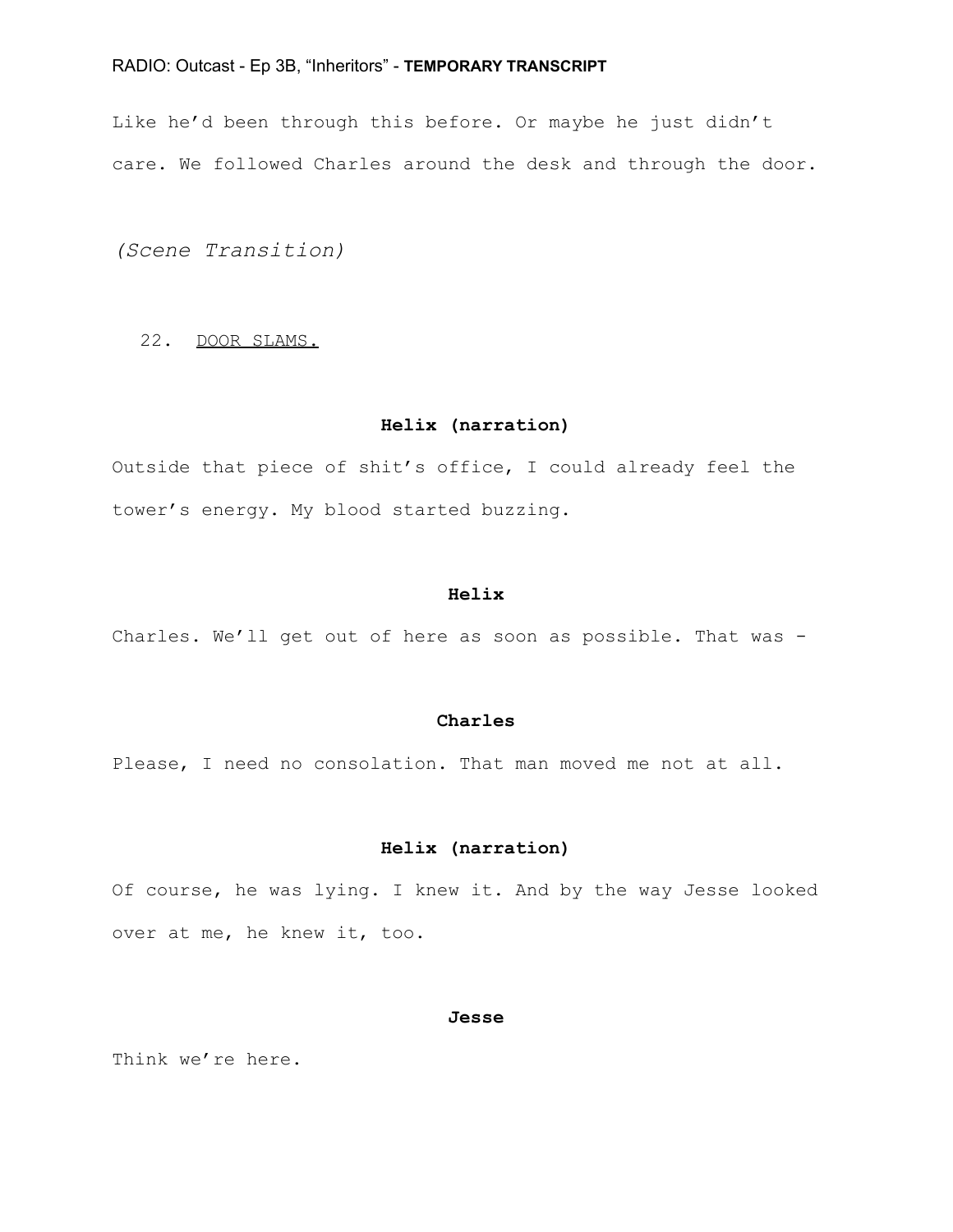Like he'd been through this before. Or maybe he just didn't care. We followed Charles around the desk and through the door.

*(Scene Transition)*

22. <u>DOOR SLAMS.</u>

**Helix (narration)**

Outside that piece of shit's office, I could already feel the tower's energy. My blood started buzzing.

**Helix**

Charles. We'll get out of here as soon as possible. That was -

**Charles**

Please, I need no consolation. That man moved me not at all.

**Helix (narration)**

Of course, he was lying. I knew it. And by the way Jesse looked over at me, he knew it, too.

**Jesse**

Think we're here.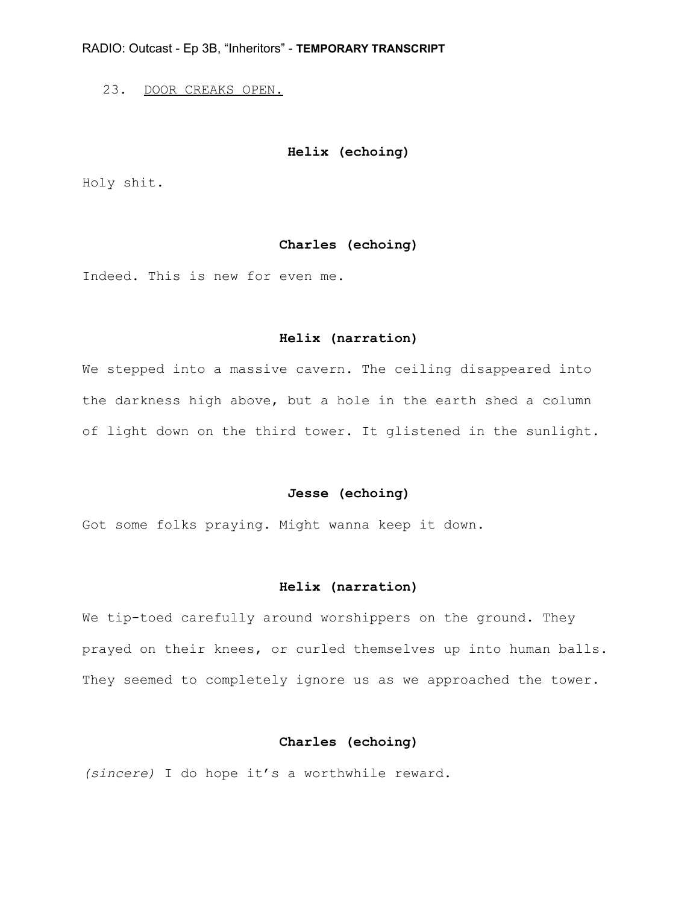23. <u>DOOR CREAKS OPEN.</u>

**Helix (echoing)**

Holy shit.

**Charles (echoing)**

Indeed. This is new for even me.

**Helix (narration)**

We stepped into a massive cavern. The ceiling disappeared into the darkness high above, but a hole in the earth shed a column of light down on the third tower. It glistened in the sunlight.

**Jesse (echoing)**

Got some folks praying. Might wanna keep it down.

**Helix (narration)**

We tip-toed carefully around worshippers on the ground. They prayed on their knees, or curled themselves up into human balls. They seemed to completely ignore us as we approached the tower.

**Charles (echoing)**

*(sincere)* I do hope it's a worthwhile reward.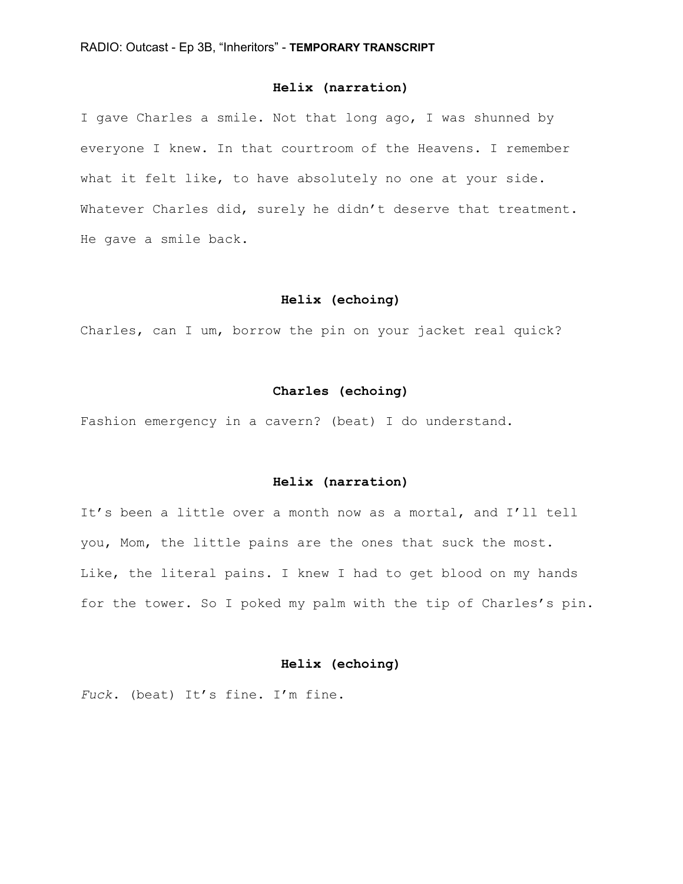**Helix (narration)**

I gave Charles a smile. Not that long ago, I was shunned by everyone I knew. In that courtroom of the Heavens. I remember what it felt like, to have absolutely no one at your side. Whatever Charles did, surely he didn't deserve that treatment. He gave a smile back.

**Helix (echoing)**

Charles, can I um, borrow the pin on your jacket real quick?

**Charles (echoing)**

Fashion emergency in a cavern? (beat) I do understand.

**Helix (narration)**

It's been a little over a month now as a mortal, and I'll tell you, Mom, the little pains are the ones that suck the most. Like, the literal pains. I knew I had to get blood on my hands for the tower. So I poked my palm with the tip of Charles's pin.

**Helix (echoing)**

*Fuck*. (beat) It's fine. I'm fine.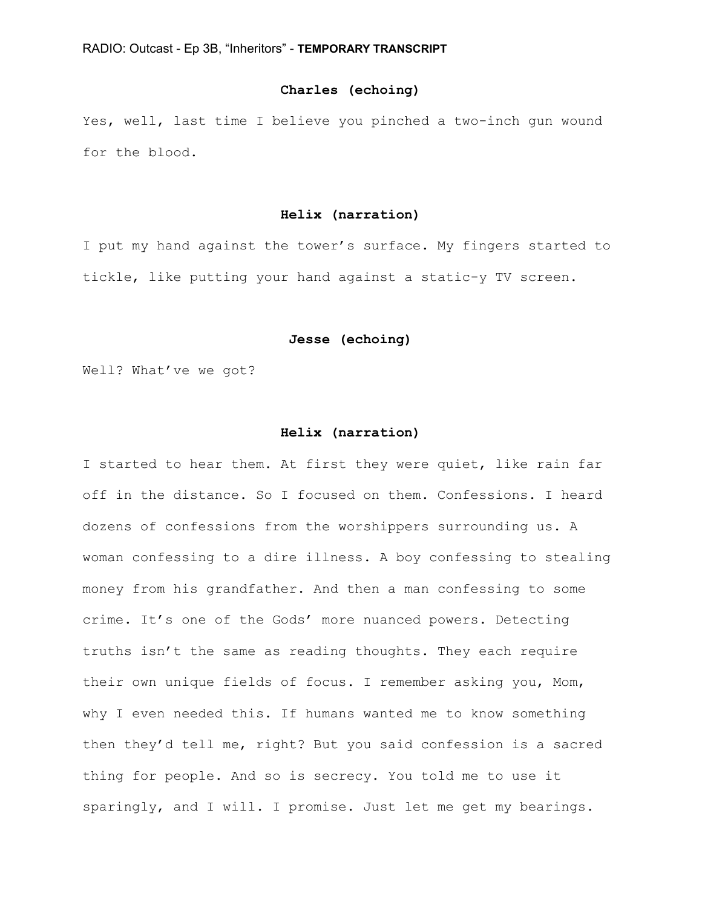**Charles (echoing)**

Yes, well, last time I believe you pinched a two-inch gun wound for the blood.

**Helix (narration)**

I put my hand against the tower's surface. My fingers started to tickle, like putting your hand against a static-y TV screen.

**Jesse (echoing)**

Well? What've we got?

**Helix (narration)**

I started to hear them. At first they were quiet, like rain far off in the distance. So I focused on them. Confessions. I heard dozens of confessions from the worshippers surrounding us. A woman confessing to a dire illness. A boy confessing to stealing money from his grandfather. And then a man confessing to some crime. It's one of the Gods' more nuanced powers. Detecting truths isn't the same as reading thoughts. They each require their own unique fields of focus. I remember asking you, Mom, why I even needed this. If humans wanted me to know something then they'd tell me, right? But you said confession is a sacred thing for people. And so is secrecy. You told me to use it sparingly, and I will. I promise. Just let me get my bearings.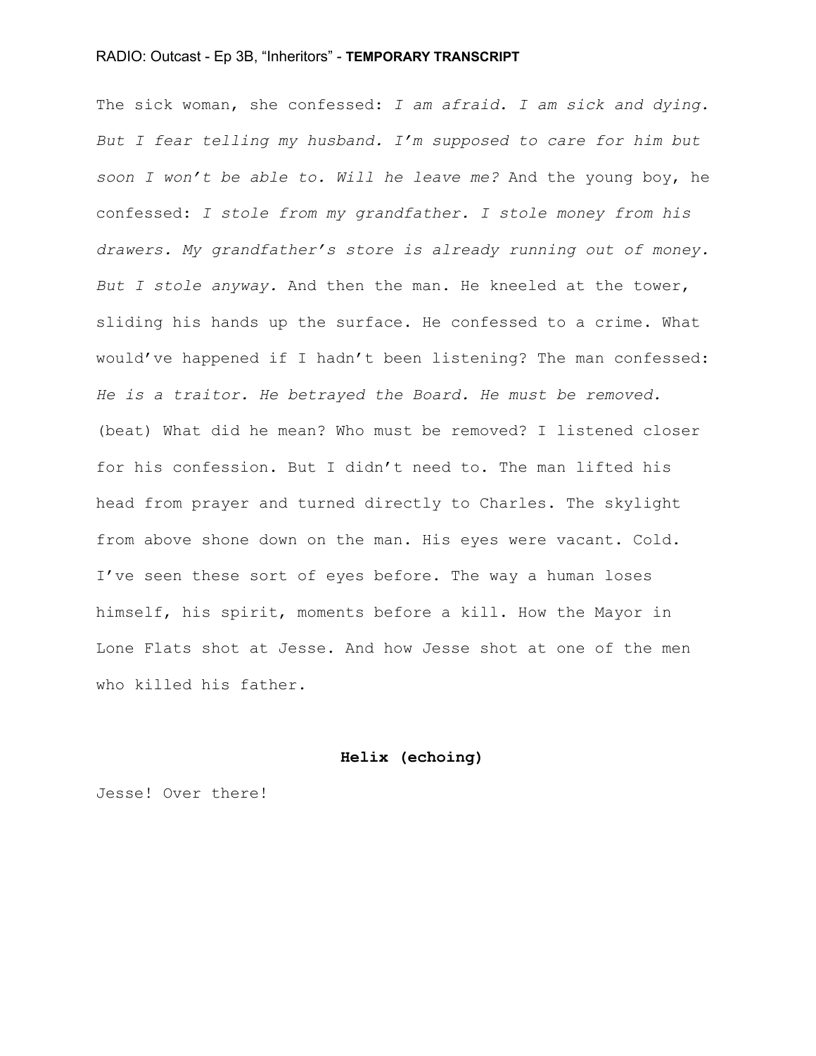The sick woman, she confessed: *I am afraid. I am sick and dying. But I fear telling my husband. I'm supposed to care for him but soon I won't be able to. Will he leave me?* And the young boy, he confessed: *I stole from my grandfather. I stole money from his drawers. My grandfather's store is already running out of money. But I stole anyway.* And then the man. He kneeled at the tower, sliding his hands up the surface. He confessed to a crime. What would've happened if I hadn't been listening? The man confessed: *He is a traitor. He betrayed the Board. He must be removed.* (beat) What did he mean? Who must be removed? I listened closer for his confession. But I didn't need to. The man lifted his head from prayer and turned directly to Charles. The skylight from above shone down on the man. His eyes were vacant. Cold. I've seen these sort of eyes before. The way a human loses himself, his spirit, moments before a kill. How the Mayor in Lone Flats shot at Jesse. And how Jesse shot at one of the men who killed his father.

**Helix (echoing)**

Jesse! Over there!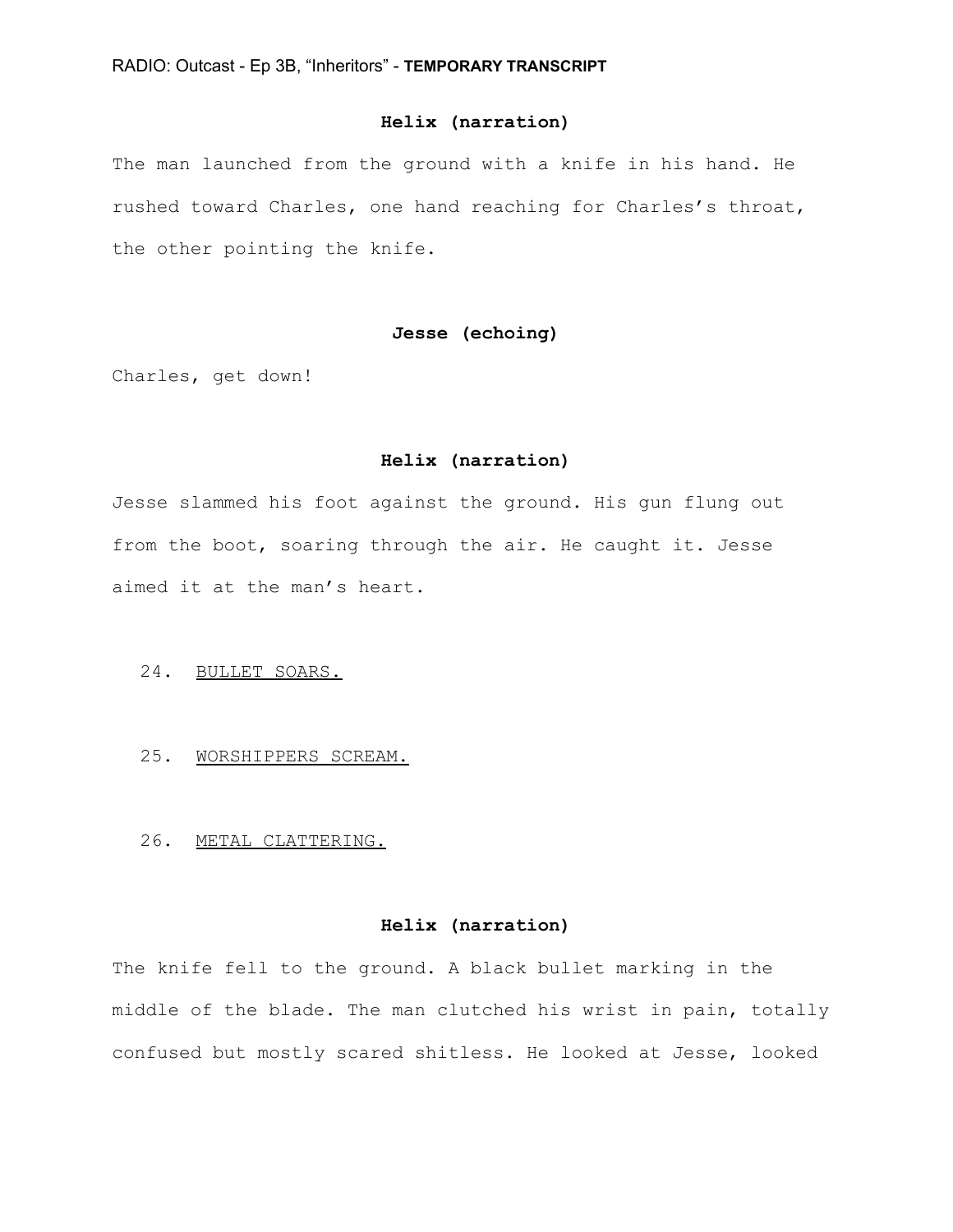**Helix (narration)**

The man launched from the ground with a knife in his hand. He rushed toward Charles, one hand reaching for Charles's throat, the other pointing the knife.

**Jesse (echoing)**

Charles, get down!

**Helix (narration)**

Jesse slammed his foot against the ground. His gun flung out from the boot, soaring through the air. He caught it. Jesse aimed it at the man's heart.

24. <u>BULLET SOARS.</u>

25. <u>WORSHIPPERS SCREAM.</u>

26. <u>METAL CLATTERING.</u>

**Helix (narration)**

The knife fell to the ground. A black bullet marking in the middle of the blade. The man clutched his wrist in pain, totally confused but mostly scared shitless. He looked at Jesse, looked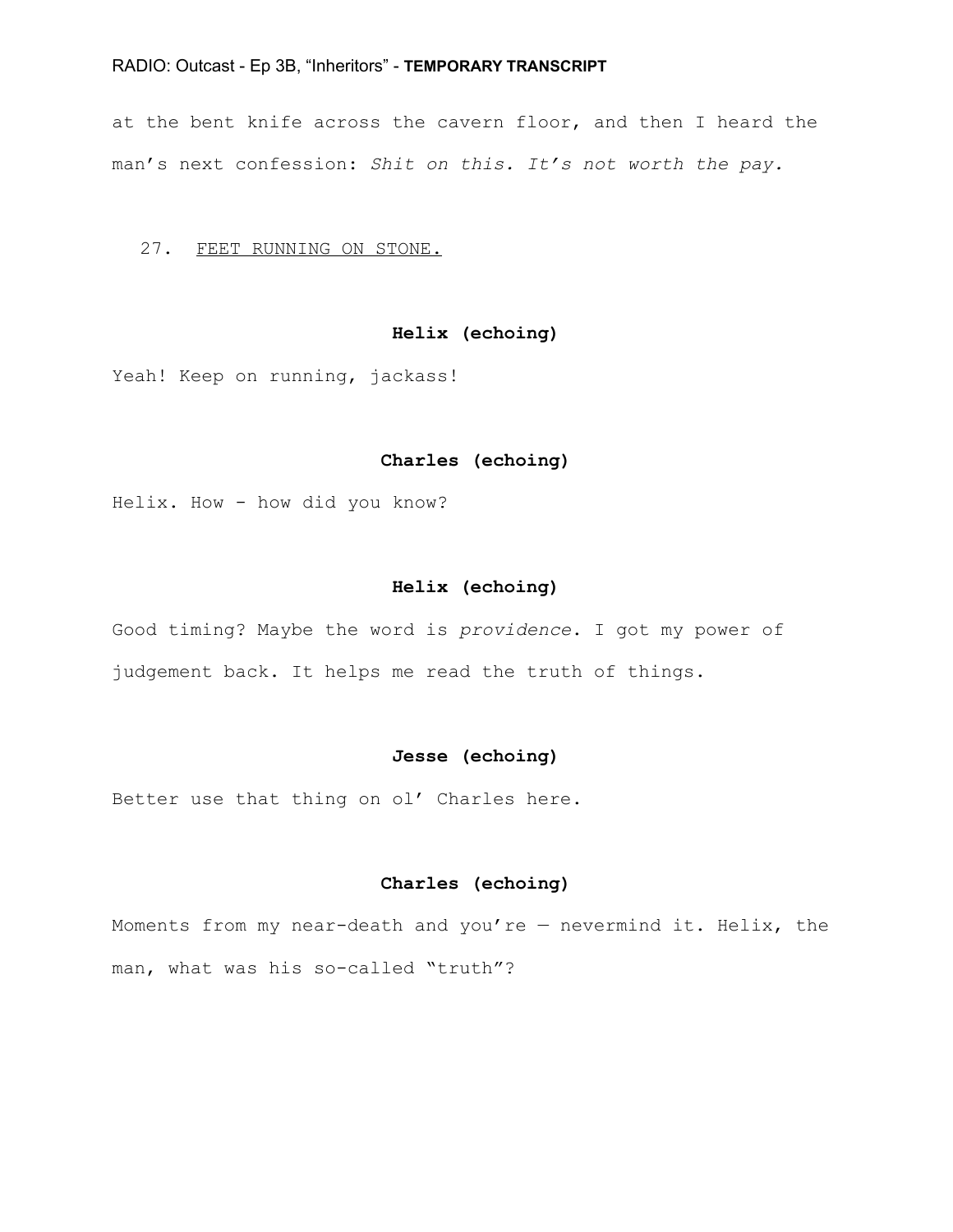at the bent knife across the cavern floor, and then I heard the man's next confession: *Shit on this. It's not worth the pay.*

27. <u>FEET RUNNING ON STONE.</u>

**Helix (echoing)**

Yeah! Keep on running, jackass!

**Charles (echoing)**

Helix. How - how did you know?

**Helix (echoing)**

Good timing? Maybe the word is *providence*. I got my power of judgement back. It helps me read the truth of things.

**Jesse (echoing)**

Better use that thing on ol' Charles here.

**Charles (echoing)**

Moments from my near-death and you're — nevermind it. Helix, the man, what was his so-called "truth"?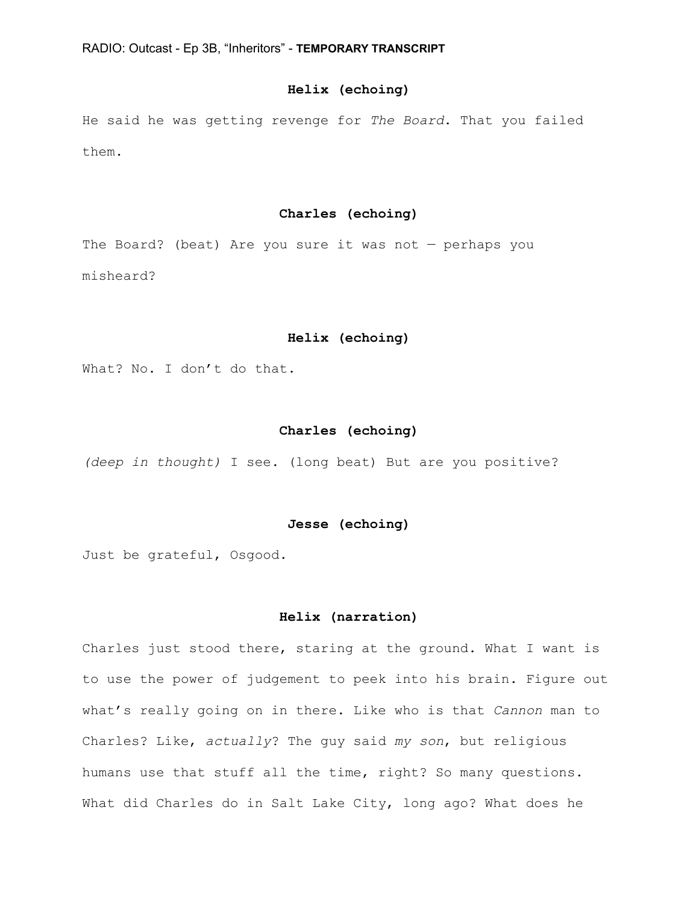**Helix (echoing)**

He said he was getting revenge for *The Board*. That you failed them.

**Charles (echoing)**

The Board? (beat) Are you sure it was not — perhaps you misheard?

**Helix (echoing)**

What? No. I don't do that.

**Charles (echoing)**

*(deep in thought)* I see. (long beat) But are you positive?

**Jesse (echoing)**

Just be grateful, Osgood.

**Helix (narration)**

Charles just stood there, staring at the ground. What I want is to use the power of judgement to peek into his brain. Figure out what's really going on in there. Like who is that *Cannon* man to Charles? Like, *actually*? The guy said *my son*, but religious humans use that stuff all the time, right? So many questions. What did Charles do in Salt Lake City, long ago? What does he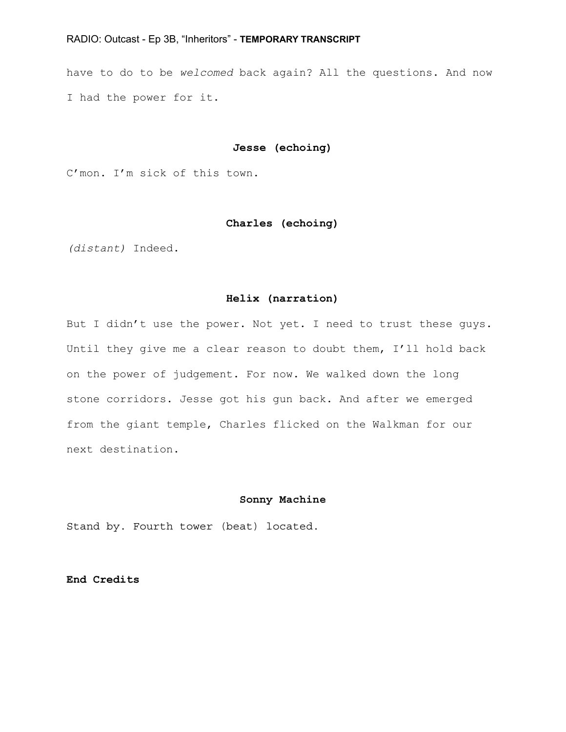have to do to be *welcomed* back again? All the questions. And now I had the power for it.

**Jesse (echoing)**

C'mon. I'm sick of this town.

**Charles (echoing)**

*(distant)* Indeed.

**Helix (narration)**

But I didn't use the power. Not yet. I need to trust these guys. Until they give me a clear reason to doubt them, I'll hold back on the power of judgement. For now. We walked down the long stone corridors. Jesse got his gun back. And after we emerged from the giant temple, Charles flicked on the Walkman for our next destination.

**Sonny Machine**

Stand by. Fourth tower (beat) located.

**End Credits**